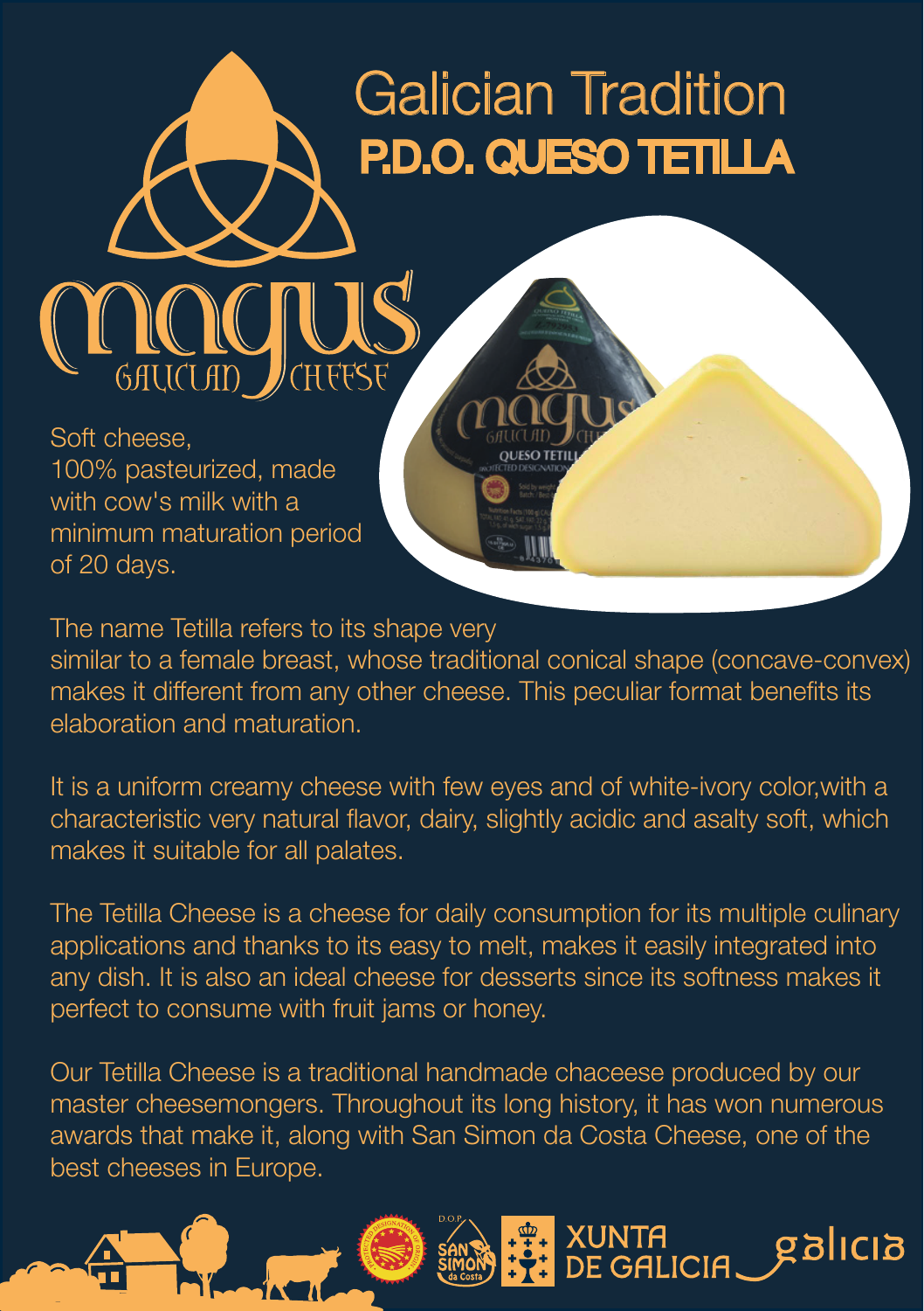# Galician Tradition

## P.D.O. QUESO TETILLA

magus
GALICIAN CHEESE

Soft cheese, 100% pasteurized, made with cow's milk with a minimum maturation period of 20 days.

The name Tetilla refers to its shape very similar to a female breast, whose traditional conical shape (concave-convex) makes it different from any other cheese. This peculiar format benefits its elaboration and maturation.

It is a uniform creamy cheese with few eyes and of white-ivory color,with a characteristic very natural flavor, dairy, slightly acidic and asalty soft, which makes it suitable for all palates.

The Tetilla Cheese is a cheese for daily consumption for its multiple culinary applications and thanks to its easy to melt, makes it easily integrated into any dish. It is also an ideal cheese for desserts since its softness makes it perfect to consume with fruit jams or honey.

Our Tetilla Cheese is a traditional handmade chaceese produced by our master cheesemongers. Throughout its long history, it has won numerous awards that make it, along with San Simon da Costa Cheese, one of the best cheeses in Europe.

D.O.P. SAN SIMON da Costa

XUNTA DE GALICIA galicia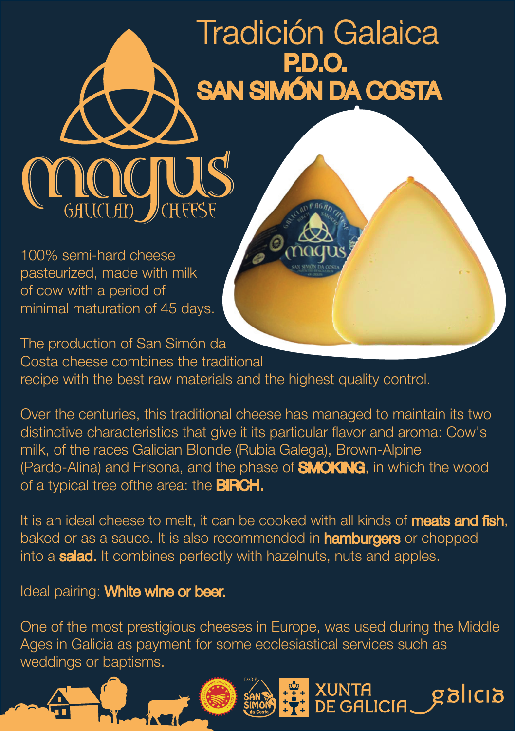# Tradición Galaica

## P.D.O.
## SAN SIMÓN DA COSTA

magus
GALICIAN CHEESE

100% semi-hard cheese pasteurized, made with milk of cow with a period of minimal maturation of 45 days.

The production of San Simón da Costa cheese combines the traditional recipe with the best raw materials and the highest quality control.

Over the centuries, this traditional cheese has managed to maintain its two distinctive characteristics that give it its particular flavor and aroma: Cow's milk, of the races Galician Blonde (Rubia Galega), Brown-Alpine (Pardo-Alina) and Frisona, and the phase of **SMOKING**, in which the wood of a typical tree ofthe area: the **BIRCH.**

It is an ideal cheese to melt, it can be cooked with all kinds of **meats and fish**, baked or as a sauce. It is also recommended in **hamburgers** or chopped into a **salad.** It combines perfectly with hazelnuts, nuts and apples.

Ideal pairing: **White wine or beer.**

One of the most prestigious cheeses in Europe, was used during the Middle Ages in Galicia as payment for some ecclesiastical services such as weddings or baptisms.

D.O.P. SAN SIMÓN da Costa

XUNTA DE GALICIA

galicia